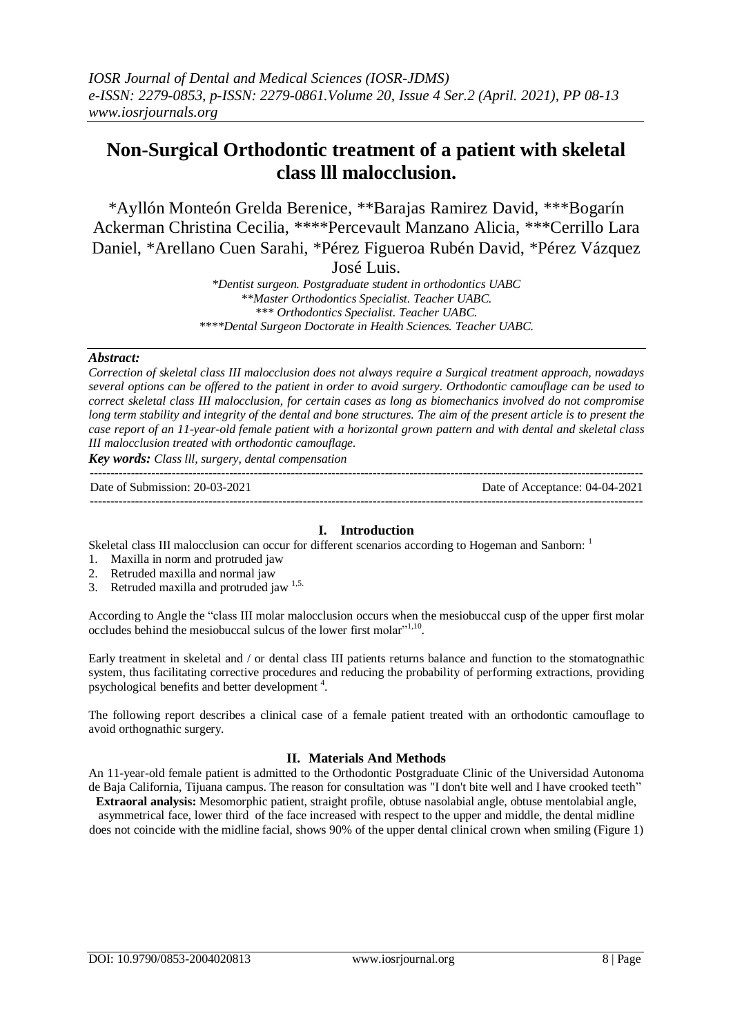# Non-Surgical Orthodontic treatment of a patient with skeletal class lll malocclusion.

*Ayllón Monteón Grelda Berenice, **Barajas Ramirez David, ***Bogarín Ackerman Christina Cecilia, ****Percevault Manzano Alicia, ***Cerrillo Lara Daniel, *Arellano Cuen Sarahi, *Pérez Figueroa Rubén David, *Pérez Vázquez José Luis.

*Dentist surgeon. Postgraduate student in orthodontics UABC
**Master Orthodontics Specialist. Teacher UABC.
*** Orthodontics Specialist. Teacher UABC.
****Dental Surgeon Doctorate in Health Sciences. Teacher UABC.

***Abstract:***

*Correction of skeletal class III malocclusion does not always require a Surgical treatment approach, nowadays several options can be offered to the patient in order to avoid surgery. Orthodontic camouflage can be used to correct skeletal class III malocclusion, for certain cases as long as biomechanics involved do not compromise long term stability and integrity of the dental and bone structures. The aim of the present article is to present the case report of an 11-year-old female patient with a horizontal grown pattern and with dental and skeletal class III malocclusion treated with orthodontic camouflage.*

***Key words:*** *Class lll, surgery, dental compensation*

---

Date of Submission: 20-03-2021 | Date of Acceptance: 04-04-2021

---

## I. Introduction

Skeletal class III malocclusion can occur for different scenarios according to Hogeman and Sanborn: [1]

1. Maxilla in norm and protruded jaw
2. Retruded maxilla and normal jaw
3. Retruded maxilla and protruded jaw [1,5.]

According to Angle the "class III molar malocclusion occurs when the mesiobuccal cusp of the upper first molar occludes behind the mesiobuccal sulcus of the lower first molar"[1,10].

Early treatment in skeletal and / or dental class III patients returns balance and function to the stomatognathic system, thus facilitating corrective procedures and reducing the probability of performing extractions, providing psychological benefits and better development [4].

The following report describes a clinical case of a female patient treated with an orthodontic camouflage to avoid orthognathic surgery.

## II. Materials And Methods

An 11-year-old female patient is admitted to the Orthodontic Postgraduate Clinic of the Universidad Autonoma de Baja California, Tijuana campus. The reason for consultation was "I don't bite well and I have crooked teeth"

**Extraoral analysis:** Mesomorphic patient, straight profile, obtuse nasolabial angle, obtuse mentolabial angle, asymmetrical face, lower third of the face increased with respect to the upper and middle, the dental midline does not coincide with the midline facial, shows 90% of the upper dental clinical crown when smiling (Figure 1)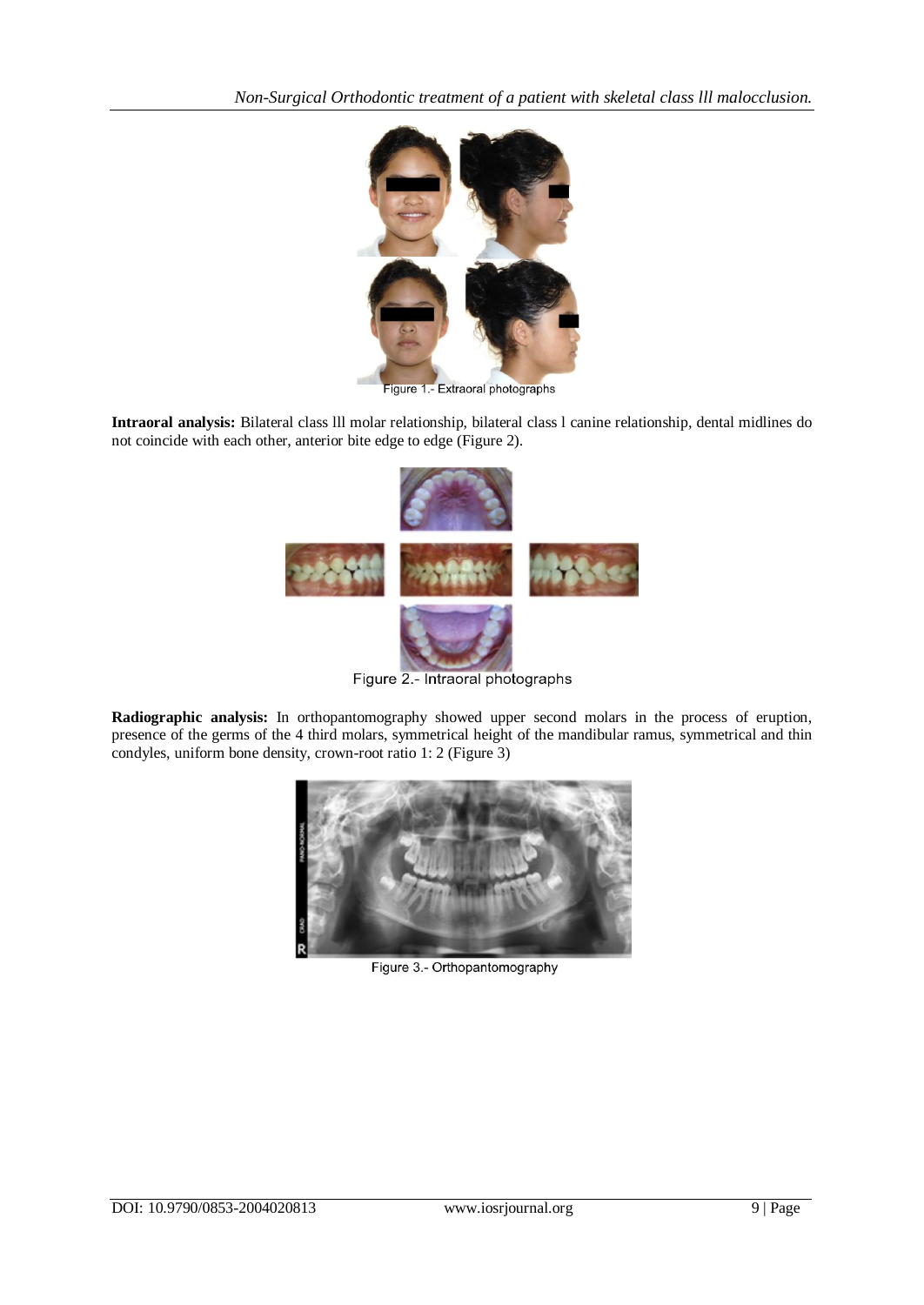Figure 1.- Extraoral photographs

**Intraoral analysis:** Bilateral class lll molar relationship, bilateral class l canine relationship, dental midlines do not coincide with each other, anterior bite edge to edge (Figure 2).

Figure 2.- Intraoral photographs

**Radiographic analysis:** In orthopantomography showed upper second molars in the process of eruption, presence of the germs of the 4 third molars, symmetrical height of the mandibular ramus, symmetrical and thin condyles, uniform bone density, crown-root ratio 1: 2 (Figure 3)

Figure 3.- Orthopantomography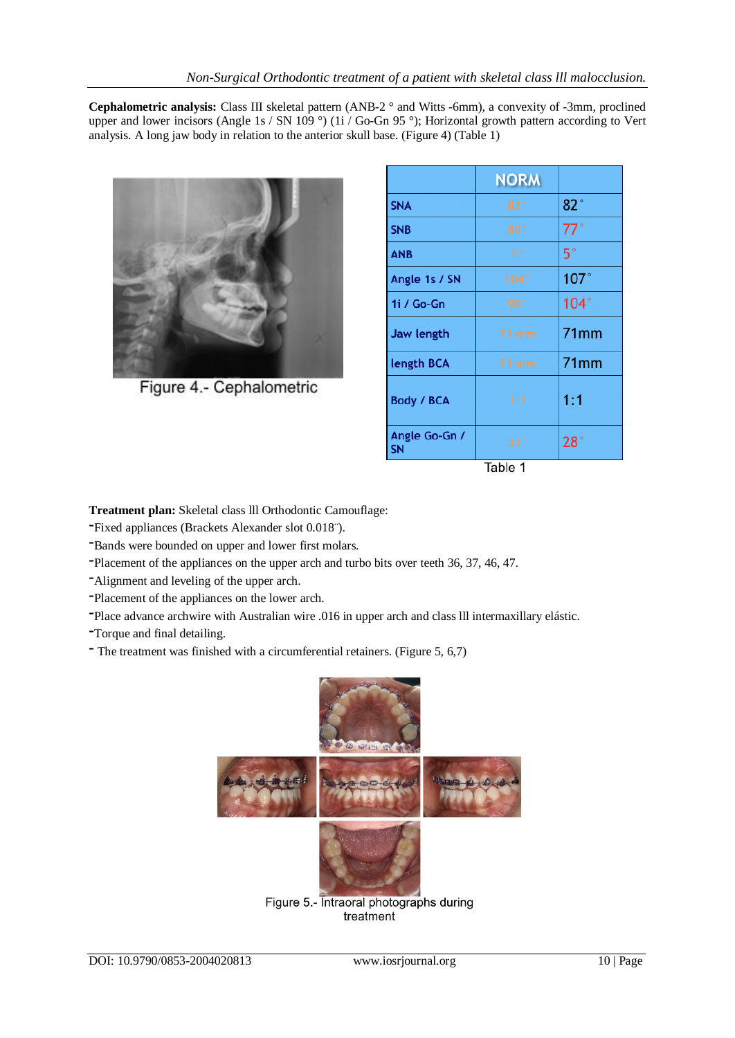**Cephalometric analysis:** Class III skeletal pattern (ANB-2 ° and Witts -6mm), a convexity of -3mm, proclined upper and lower incisors (Angle 1s / SN 109 °) (1i / Go-Gn 95 °); Horizontal growth pattern according to Vert analysis. A long jaw body in relation to the anterior skull base. (Figure 4) (Table 1)

Figure 4.- Cephalometric

| | NORM | |
|---|---|---|
| SNA | 82° | 82° |
| SNB | 80° | 77° |
| ANB | 2° | 5° |
| Angle 1s / SN | 104° | 107° |
| 1i / Go-Gn | 90° | 104° |
| Jaw length | 71 mm | 71mm |
| length BCA | 71 mm | 71mm |
| Body / BCA | 1:1 | 1:1 |
| Angle Go-Gn / SN | 32° | 28° |

Table 1

**Treatment plan:** Skeletal class lll Orthodontic Camouflage:

- Fixed appliances (Brackets Alexander slot 0.018¨).
- Bands were bounded on upper and lower first molars.
- Placement of the appliances on the upper arch and turbo bits over teeth 36, 37, 46, 47.
- Alignment and leveling of the upper arch.
- Placement of the appliances on the lower arch.
- Place advance archwire with Australian wire .016 in upper arch and class lll intermaxillary elástic.
- Torque and final detailing.
- The treatment was finished with a circumferential retainers. (Figure 5, 6,7)

Figure 5.- Intraoral photographs during treatment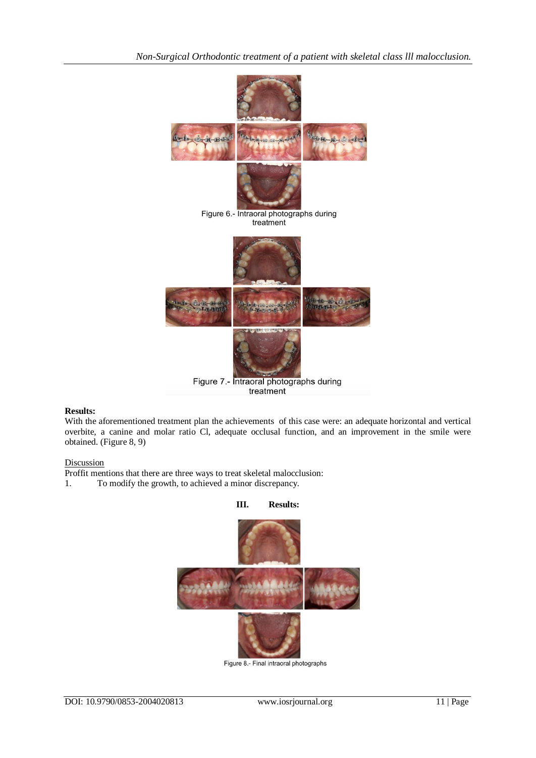Figure 6.- Intraoral photographs during treatment

Figure 7.- Intraoral photographs during treatment

**Results:**
With the aforementioned treatment plan the achievements of this case were: an adequate horizontal and vertical overbite, a canine and molar ratio Cl, adequate occlusal function, and an improvement in the smile were obtained. (Figure 8, 9)

Discussion
Proffit mentions that there are three ways to treat skeletal malocclusion:
1. To modify the growth, to achieved a minor discrepancy.

## III. Results:

Figure 8.- Final intraoral photographs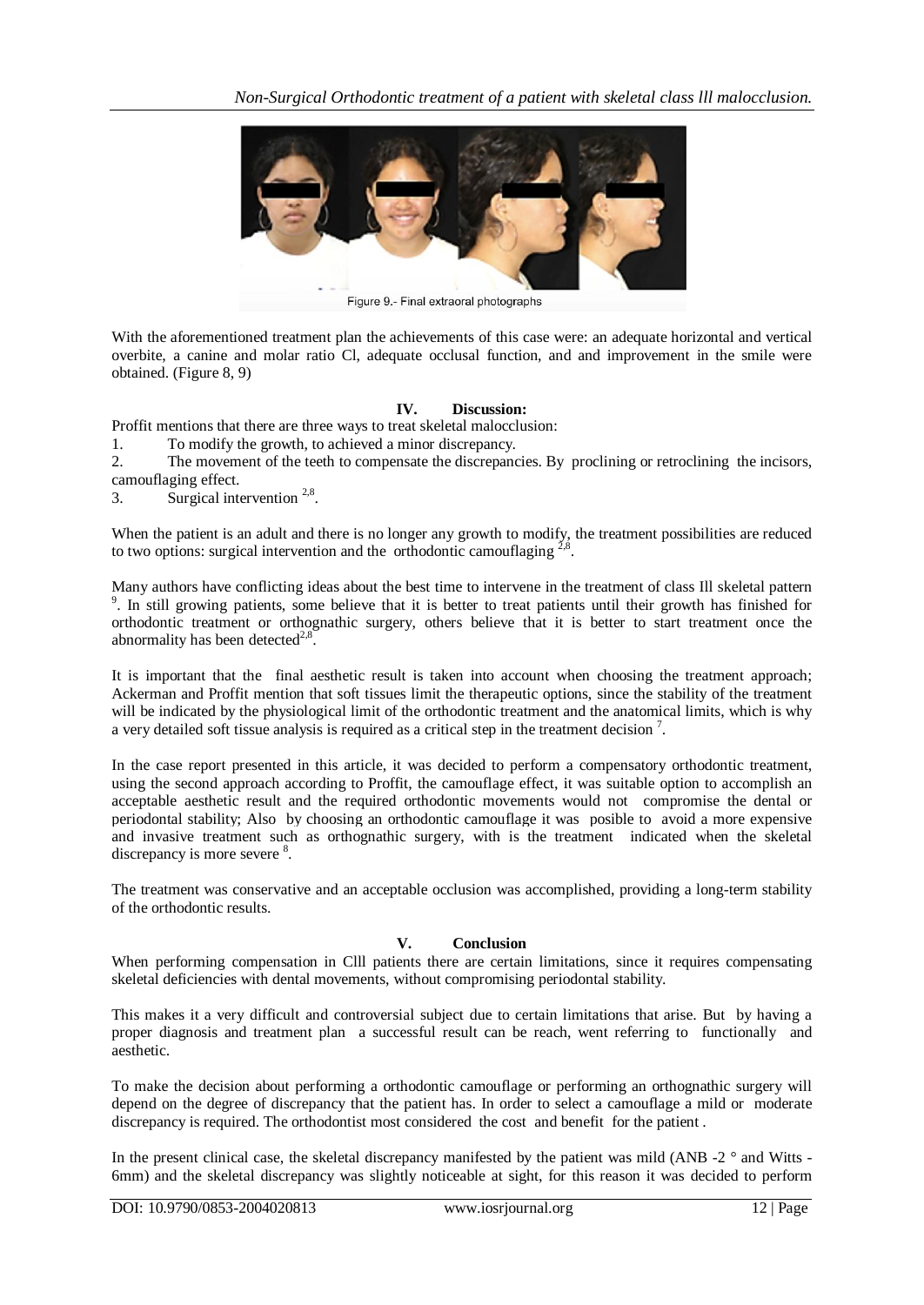Figure 9.- Final extraoral photographs

With the aforementioned treatment plan the achievements of this case were: an adequate horizontal and vertical overbite, a canine and molar ratio Cl, adequate occlusal function, and and improvement in the smile were obtained. (Figure 8, 9)

## IV. Discussion:

Proffit mentions that there are three ways to treat skeletal malocclusion:

1. To modify the growth, to achieved a minor discrepancy.
2. The movement of the teeth to compensate the discrepancies. By proclining or retroclining the incisors, camouflaging effect.
3. Surgical intervention [2,8].

When the patient is an adult and there is no longer any growth to modify, the treatment possibilities are reduced to two options: surgical intervention and the orthodontic camouflaging [2,8].

Many authors have conflicting ideas about the best time to intervene in the treatment of class Ill skeletal pattern [9]. In still growing patients, some believe that it is better to treat patients until their growth has finished for orthodontic treatment or orthognathic surgery, others believe that it is better to start treatment once the abnormality has been detected[2,8].

It is important that the final aesthetic result is taken into account when choosing the treatment approach; Ackerman and Proffit mention that soft tissues limit the therapeutic options, since the stability of the treatment will be indicated by the physiological limit of the orthodontic treatment and the anatomical limits, which is why a very detailed soft tissue analysis is required as a critical step in the treatment decision [7].

In the case report presented in this article, it was decided to perform a compensatory orthodontic treatment, using the second approach according to Proffit, the camouflage effect, it was suitable option to accomplish an acceptable aesthetic result and the required orthodontic movements would not compromise the dental or periodontal stability; Also by choosing an orthodontic camouflage it was posible to avoid a more expensive and invasive treatment such as orthognathic surgery, with is the treatment indicated when the skeletal discrepancy is more severe [8].

The treatment was conservative and an acceptable occlusion was accomplished, providing a long-term stability of the orthodontic results.

## V. Conclusion

When performing compensation in Clll patients there are certain limitations, since it requires compensating skeletal deficiencies with dental movements, without compromising periodontal stability.

This makes it a very difficult and controversial subject due to certain limitations that arise. But by having a proper diagnosis and treatment plan a successful result can be reach, went referring to functionally and aesthetic.

To make the decision about performing a orthodontic camouflage or performing an orthognathic surgery will depend on the degree of discrepancy that the patient has. In order to select a camouflage a mild or moderate discrepancy is required. The orthodontist most considered the cost and benefit for the patient .

In the present clinical case, the skeletal discrepancy manifested by the patient was mild (ANB -2 ° and Witts -6mm) and the skeletal discrepancy was slightly noticeable at sight, for this reason it was decided to perform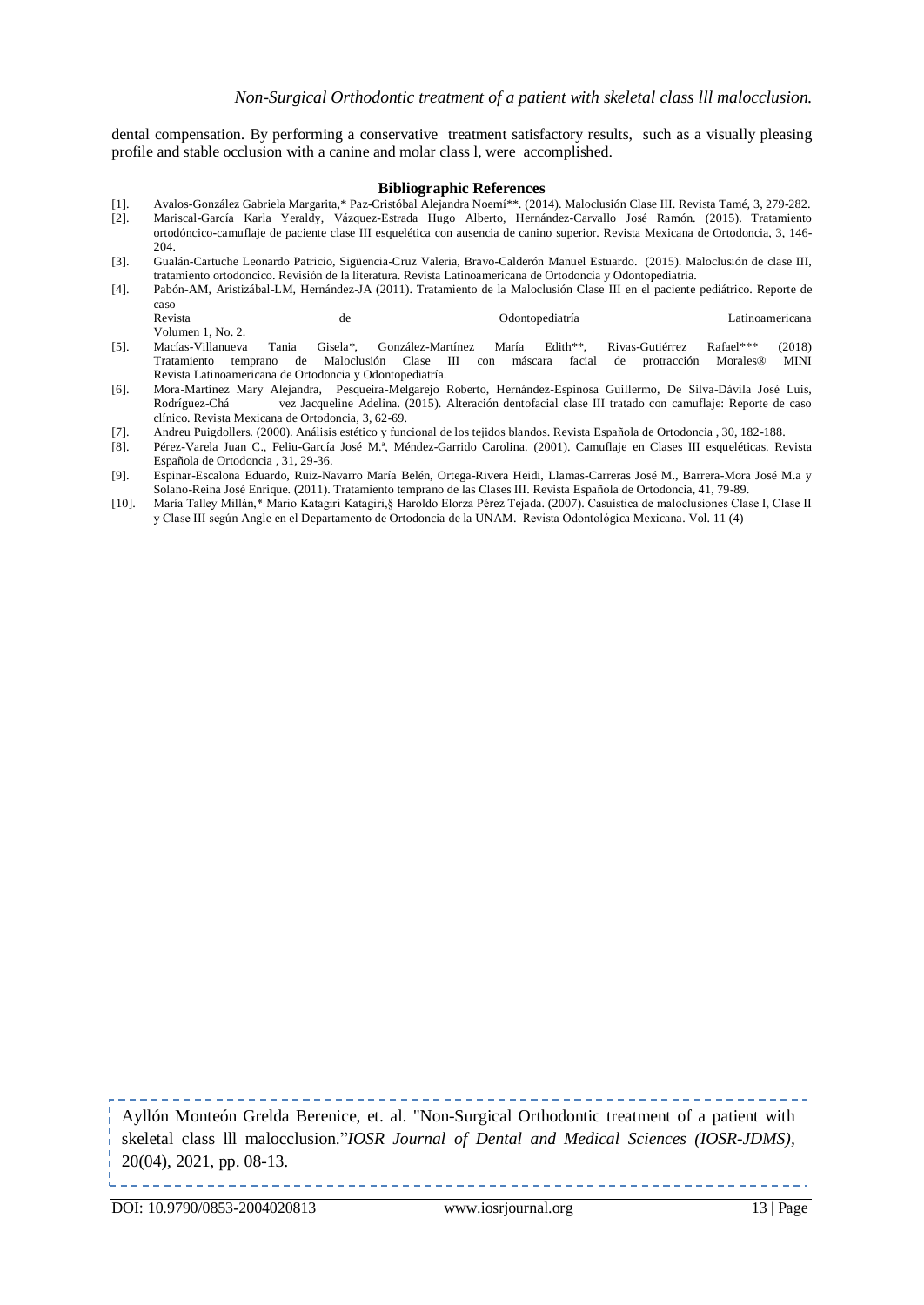dental compensation. By performing a conservative treatment satisfactory results, such as a visually pleasing profile and stable occlusion with a canine and molar class l, were accomplished.

## Bibliographic References

[1]. Avalos-González Gabriela Margarita,* Paz-Cristóbal Alejandra Noemí**. (2014). Maloclusión Clase III. Revista Tamé, 3, 279-282.

[2]. Mariscal-García Karla Yeraldy, Vázquez-Estrada Hugo Alberto, Hernández-Carvallo José Ramón. (2015). Tratamiento ortodóncico-camuflaje de paciente clase III esquelética con ausencia de canino superior. Revista Mexicana de Ortodoncia, 3, 146-204.

[3]. Gualán-Cartuche Leonardo Patricio, Sigüencia-Cruz Valeria, Bravo-Calderón Manuel Estuardo. (2015). Maloclusión de clase III, tratamiento ortodoncico. Revisión de la literatura. Revista Latinoamericana de Ortodoncia y Odontopediatría.

[4]. Pabón-AM, Aristizábal-LM, Hernández-JA (2011). Tratamiento de la Maloclusión Clase III en el paciente pediátrico. Reporte de caso Revista de Odontopediatría Latinoamericana Volumen 1, No. 2.

[5]. Macías-Villanueva Tania Gisela*, González-Martínez María Edith**, Rivas-Gutiérrez Rafael*** (2018) Tratamiento temprano de Maloclusión Clase III con máscara facial de protracción Morales® MINI Revista Latinoamericana de Ortodoncia y Odontopediatría.

[6]. Mora-Martínez Mary Alejandra, Pesqueira-Melgarejo Roberto, Hernández-Espinosa Guillermo, De Silva-Dávila José Luis, Rodríguez-Chá vez Jacqueline Adelina. (2015). Alteración dentofacial clase III tratado con camuflaje: Reporte de caso clínico. Revista Mexicana de Ortodoncia, 3, 62-69.

[7]. Andreu Puigdollers. (2000). Análisis estético y funcional de los tejidos blandos. Revista Española de Ortodoncia , 30, 182-188.

[8]. Pérez-Varela Juan C., Feliu-García José M.ª, Méndez-Garrido Carolina. (2001). Camuflaje en Clases III esqueléticas. Revista Española de Ortodoncia , 31, 29-36.

[9]. Espinar-Escalona Eduardo, Ruiz-Navarro María Belén, Ortega-Rivera Heidi, Llamas-Carreras José M., Barrera-Mora José M.a y Solano-Reina José Enrique. (2011). Tratamiento temprano de las Clases III. Revista Española de Ortodoncia, 41, 79-89.

[10]. María Talley Millán,* Mario Katagiri Katagiri,§ Haroldo Elorza Pérez Tejada. (2007). Casuística de maloclusiones Clase I, Clase II y Clase III según Angle en el Departamento de Ortodoncia de la UNAM. Revista Odontológica Mexicana. Vol. 11 (4)

Ayllón Monteón Grelda Berenice, et. al. "Non-Surgical Orthodontic treatment of a patient with skeletal class lll malocclusion."*IOSR Journal of Dental and Medical Sciences (IOSR-JDMS)*, 20(04), 2021, pp. 08-13.